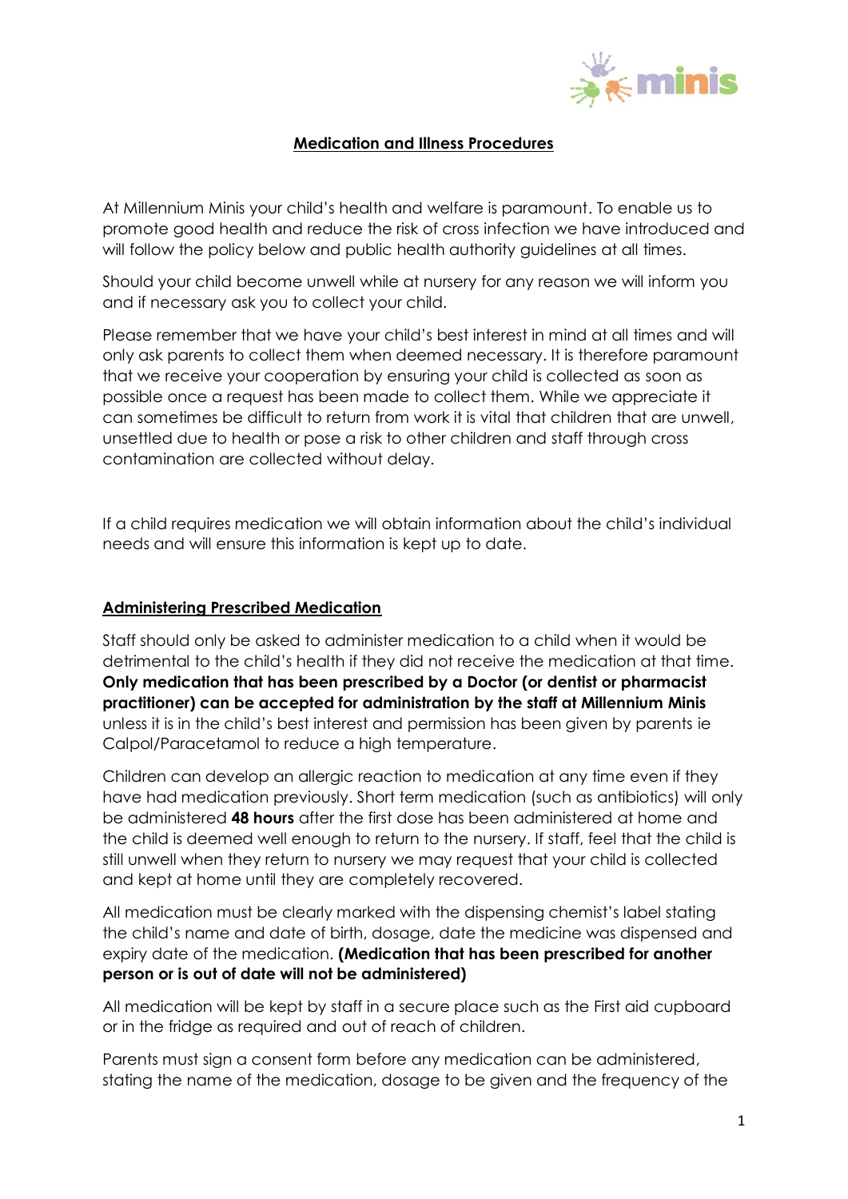# Medication and Illness Procedures

At Millennium Minis your child's health and welfare is paramount. To enable us to promote good health and reduce the risk of cross infection we have introduced and will follow the policy below and public health authority guidelines at all times.

Should your child become unwell while at nursery for any reason we will inform you and if necessary ask you to collect your child.

Please remember that we have your child's best interest in mind at all times and will only ask parents to collect them when deemed necessary. It is therefore paramount that we receive your cooperation by ensuring your child is collected as soon as possible once a request has been made to collect them. While we appreciate it can sometimes be difficult to return from work it is vital that children that are unwell, unsettled due to health or pose a risk to other children and staff through cross contamination are collected without delay.

If a child requires medication we will obtain information about the child's individual needs and will ensure this information is kept up to date.

## Administering Prescribed Medication

Staff should only be asked to administer medication to a child when it would be detrimental to the child's health if they did not receive the medication at that time. **Only medication that has been prescribed by a Doctor (or dentist or pharmacist practitioner) can be accepted for administration by the staff at Millennium Minis** unless it is in the child's best interest and permission has been given by parents ie Calpol/Paracetamol to reduce a high temperature.

Children can develop an allergic reaction to medication at any time even if they have had medication previously. Short term medication (such as antibiotics) will only be administered **48 hours** after the first dose has been administered at home and the child is deemed well enough to return to the nursery. If staff, feel that the child is still unwell when they return to nursery we may request that your child is collected and kept at home until they are completely recovered.

All medication must be clearly marked with the dispensing chemist's label stating the child's name and date of birth, dosage, date the medicine was dispensed and expiry date of the medication. **(Medication that has been prescribed for another person or is out of date will not be administered)**

All medication will be kept by staff in a secure place such as the First aid cupboard or in the fridge as required and out of reach of children.

Parents must sign a consent form before any medication can be administered, stating the name of the medication, dosage to be given and the frequency of the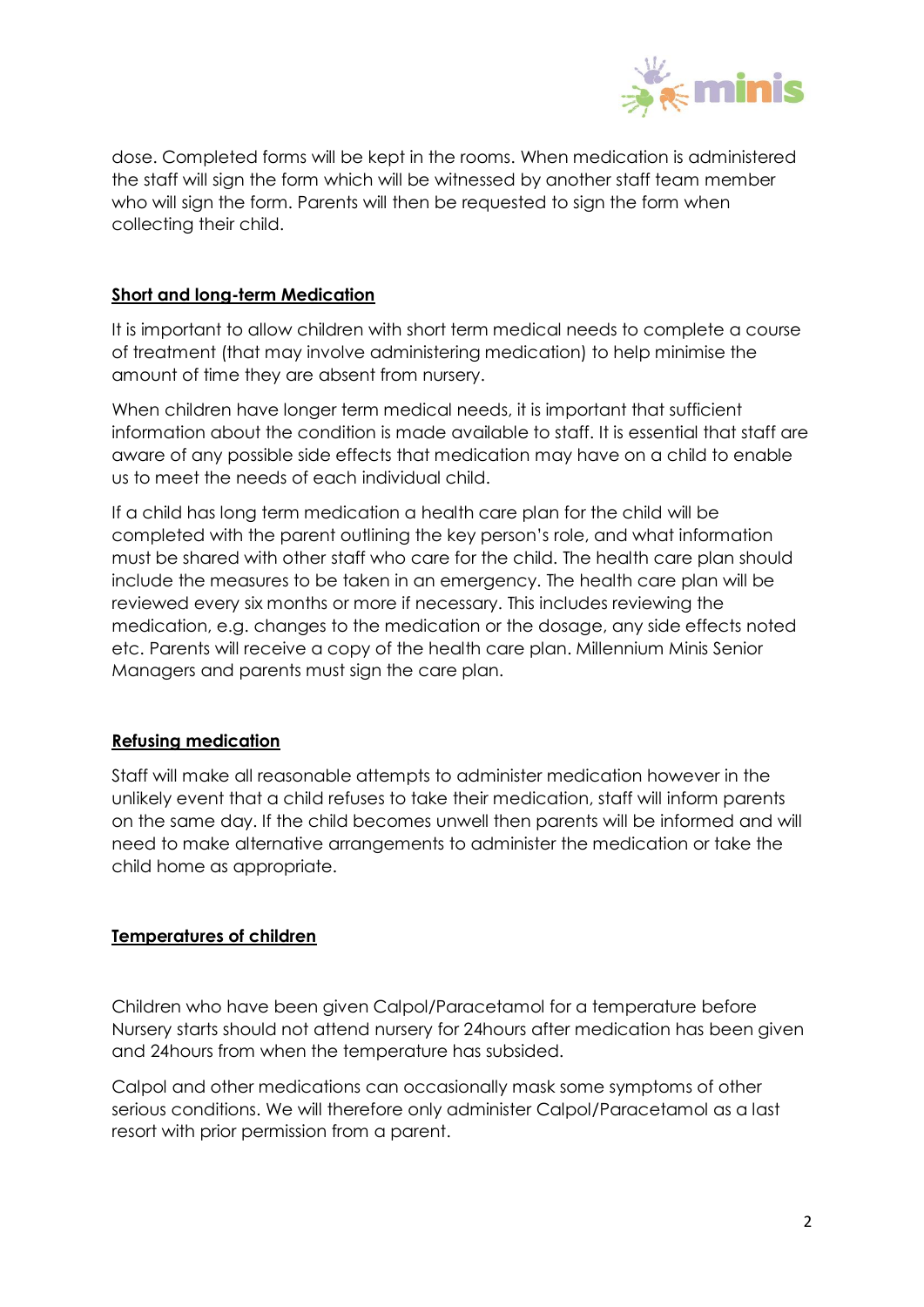dose. Completed forms will be kept in the rooms. When medication is administered the staff will sign the form which will be witnessed by another staff team member who will sign the form. Parents will then be requested to sign the form when collecting their child.

## **Short and long-term Medication**

It is important to allow children with short term medical needs to complete a course of treatment (that may involve administering medication) to help minimise the amount of time they are absent from nursery.

When children have longer term medical needs, it is important that sufficient information about the condition is made available to staff. It is essential that staff are aware of any possible side effects that medication may have on a child to enable us to meet the needs of each individual child.

If a child has long term medication a health care plan for the child will be completed with the parent outlining the key person's role, and what information must be shared with other staff who care for the child. The health care plan should include the measures to be taken in an emergency. The health care plan will be reviewed every six months or more if necessary. This includes reviewing the medication, e.g. changes to the medication or the dosage, any side effects noted etc. Parents will receive a copy of the health care plan. Millennium Minis Senior Managers and parents must sign the care plan.

## **Refusing medication**

Staff will make all reasonable attempts to administer medication however in the unlikely event that a child refuses to take their medication, staff will inform parents on the same day. If the child becomes unwell then parents will be informed and will need to make alternative arrangements to administer the medication or take the child home as appropriate.

## **Temperatures of children**

Children who have been given Calpol/Paracetamol for a temperature before Nursery starts should not attend nursery for 24hours after medication has been given and 24hours from when the temperature has subsided.

Calpol and other medications can occasionally mask some symptoms of other serious conditions. We will therefore only administer Calpol/Paracetamol as a last resort with prior permission from a parent.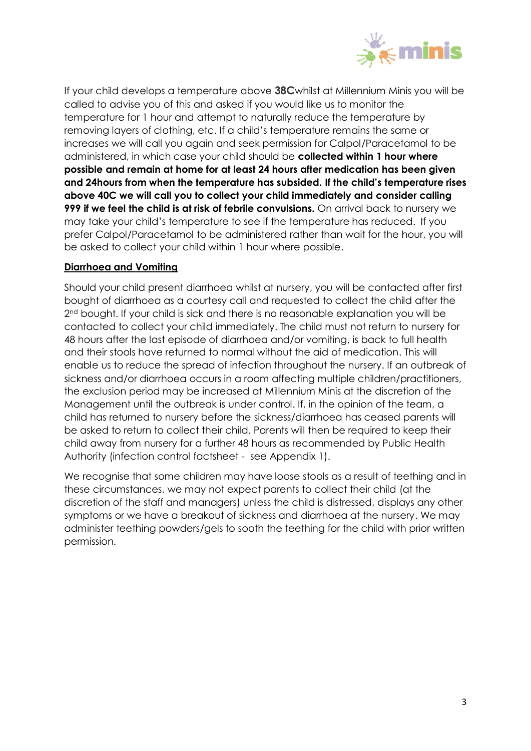If your child develops a temperature above **38C**whilst at Millennium Minis you will be called to advise you of this and asked if you would like us to monitor the temperature for 1 hour and attempt to naturally reduce the temperature by removing layers of clothing, etc. If a child's temperature remains the same or increases we will call you again and seek permission for Calpol/Paracetamol to be administered, in which case your child should be **collected within 1 hour where possible and remain at home for at least 24 hours after medication has been given and 24hours from when the temperature has subsided. If the child's temperature rises above 40C we will call you to collect your child immediately and consider calling 999 if we feel the child is at risk of febrile convulsions.** On arrival back to nursery we may take your child's temperature to see if the temperature has reduced. If you prefer Calpol/Paracetamol to be administered rather than wait for the hour, you will be asked to collect your child within 1 hour where possible.

## Diarrhoea and Vomiting

Should your child present diarrhoea whilst at nursery, you will be contacted after first bought of diarrhoea as a courtesy call and requested to collect the child after the 2nd bought. If your child is sick and there is no reasonable explanation you will be contacted to collect your child immediately. The child must not return to nursery for 48 hours after the last episode of diarrhoea and/or vomiting, is back to full health and their stools have returned to normal without the aid of medication. This will enable us to reduce the spread of infection throughout the nursery. If an outbreak of sickness and/or diarrhoea occurs in a room affecting multiple children/practitioners, the exclusion period may be increased at Millennium Minis at the discretion of the Management until the outbreak is under control. If, in the opinion of the team, a child has returned to nursery before the sickness/diarrhoea has ceased parents will be asked to return to collect their child. Parents will then be required to keep their child away from nursery for a further 48 hours as recommended by Public Health Authority (infection control factsheet - see Appendix 1).

We recognise that some children may have loose stools as a result of teething and in these circumstances, we may not expect parents to collect their child (at the discretion of the staff and managers) unless the child is distressed, displays any other symptoms or we have a breakout of sickness and diarrhoea at the nursery. We may administer teething powders/gels to sooth the teething for the child with prior written permission.